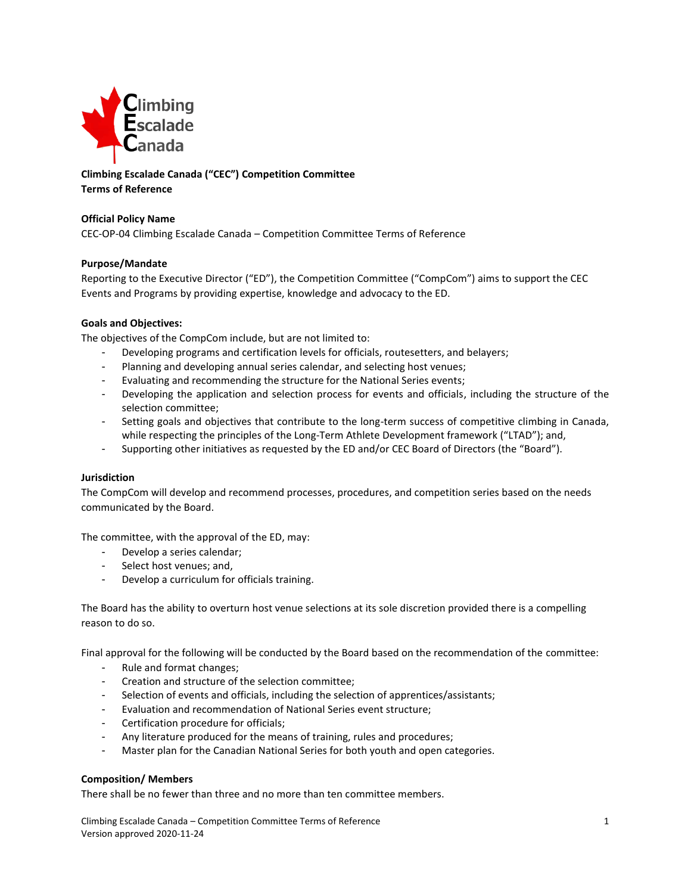**Climbing Escalade Canada ("CEC") Competition Committee**
**Terms of Reference**

**Official Policy Name**

CEC-OP-04 Climbing Escalade Canada – Competition Committee Terms of Reference

**Purpose/Mandate**

Reporting to the Executive Director ("ED"), the Competition Committee ("CompCom") aims to support the CEC Events and Programs by providing expertise, knowledge and advocacy to the ED.

**Goals and Objectives:**

The objectives of the CompCom include, but are not limited to:

- Developing programs and certification levels for officials, routesetters, and belayers;
- Planning and developing annual series calendar, and selecting host venues;
- Evaluating and recommending the structure for the National Series events;
- Developing the application and selection process for events and officials, including the structure of the selection committee;
- Setting goals and objectives that contribute to the long-term success of competitive climbing in Canada, while respecting the principles of the Long-Term Athlete Development framework ("LTAD"); and,
- Supporting other initiatives as requested by the ED and/or CEC Board of Directors (the "Board").

**Jurisdiction**

The CompCom will develop and recommend processes, procedures, and competition series based on the needs communicated by the Board.

The committee, with the approval of the ED, may:

- Develop a series calendar;
- Select host venues; and,
- Develop a curriculum for officials training.

The Board has the ability to overturn host venue selections at its sole discretion provided there is a compelling reason to do so.

Final approval for the following will be conducted by the Board based on the recommendation of the committee:

- Rule and format changes;
- Creation and structure of the selection committee;
- Selection of events and officials, including the selection of apprentices/assistants;
- Evaluation and recommendation of National Series event structure;
- Certification procedure for officials;
- Any literature produced for the means of training, rules and procedures;
- Master plan for the Canadian National Series for both youth and open categories.

**Composition/ Members**

There shall be no fewer than three and no more than ten committee members.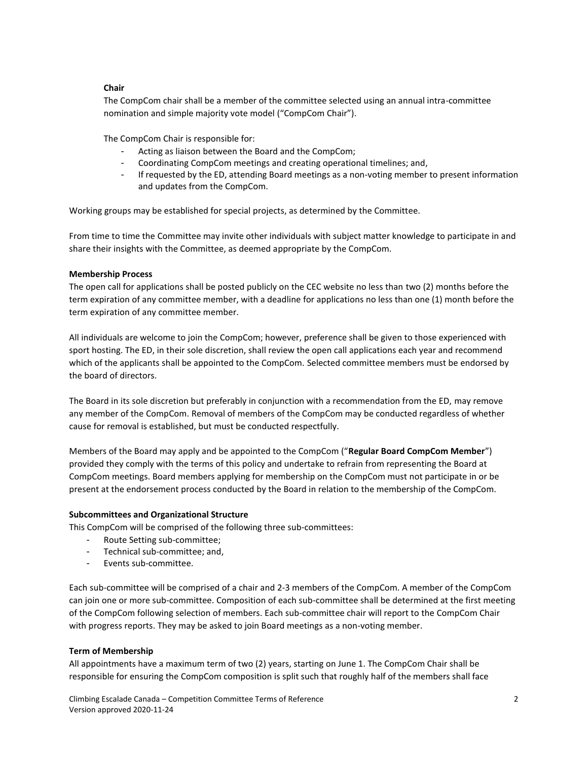**Chair**

The CompCom chair shall be a member of the committee selected using an annual intra-committee nomination and simple majority vote model ("CompCom Chair").

The CompCom Chair is responsible for:

- Acting as liaison between the Board and the CompCom;
- Coordinating CompCom meetings and creating operational timelines; and,
- If requested by the ED, attending Board meetings as a non-voting member to present information and updates from the CompCom.

Working groups may be established for special projects, as determined by the Committee.

From time to time the Committee may invite other individuals with subject matter knowledge to participate in and share their insights with the Committee, as deemed appropriate by the CompCom.

**Membership Process**

The open call for applications shall be posted publicly on the CEC website no less than two (2) months before the term expiration of any committee member, with a deadline for applications no less than one (1) month before the term expiration of any committee member.

All individuals are welcome to join the CompCom; however, preference shall be given to those experienced with sport hosting. The ED, in their sole discretion, shall review the open call applications each year and recommend which of the applicants shall be appointed to the CompCom. Selected committee members must be endorsed by the board of directors.

The Board in its sole discretion but preferably in conjunction with a recommendation from the ED, may remove any member of the CompCom. Removal of members of the CompCom may be conducted regardless of whether cause for removal is established, but must be conducted respectfully.

Members of the Board may apply and be appointed to the CompCom ("**Regular Board CompCom Member**") provided they comply with the terms of this policy and undertake to refrain from representing the Board at CompCom meetings. Board members applying for membership on the CompCom must not participate in or be present at the endorsement process conducted by the Board in relation to the membership of the CompCom.

**Subcommittees and Organizational Structure**

This CompCom will be comprised of the following three sub-committees:

- Route Setting sub-committee;
- Technical sub-committee; and,
- Events sub-committee.

Each sub-committee will be comprised of a chair and 2-3 members of the CompCom. A member of the CompCom can join one or more sub-committee. Composition of each sub-committee shall be determined at the first meeting of the CompCom following selection of members. Each sub-committee chair will report to the CompCom Chair with progress reports. They may be asked to join Board meetings as a non-voting member.

**Term of Membership**

All appointments have a maximum term of two (2) years, starting on June 1. The CompCom Chair shall be responsible for ensuring the CompCom composition is split such that roughly half of the members shall face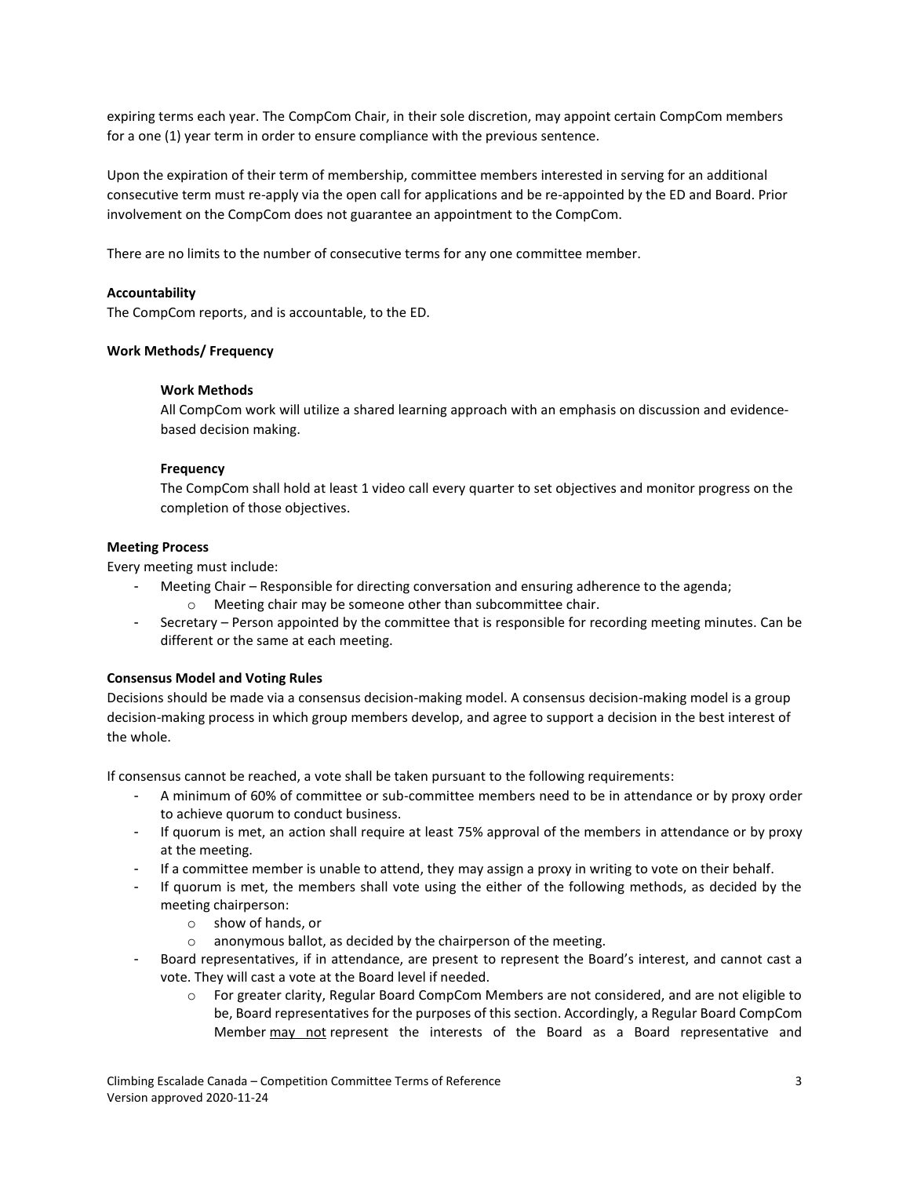expiring terms each year. The CompCom Chair, in their sole discretion, may appoint certain CompCom members for a one (1) year term in order to ensure compliance with the previous sentence.

Upon the expiration of their term of membership, committee members interested in serving for an additional consecutive term must re-apply via the open call for applications and be re-appointed by the ED and Board. Prior involvement on the CompCom does not guarantee an appointment to the CompCom.

There are no limits to the number of consecutive terms for any one committee member.

**Accountability**

The CompCom reports, and is accountable, to the ED.

**Work Methods/ Frequency**

**Work Methods**

All CompCom work will utilize a shared learning approach with an emphasis on discussion and evidence-based decision making.

**Frequency**

The CompCom shall hold at least 1 video call every quarter to set objectives and monitor progress on the completion of those objectives.

**Meeting Process**

Every meeting must include:

- Meeting Chair – Responsible for directing conversation and ensuring adherence to the agenda;
  - Meeting chair may be someone other than subcommittee chair.
- Secretary – Person appointed by the committee that is responsible for recording meeting minutes. Can be different or the same at each meeting.

**Consensus Model and Voting Rules**

Decisions should be made via a consensus decision-making model. A consensus decision-making model is a group decision-making process in which group members develop, and agree to support a decision in the best interest of the whole.

If consensus cannot be reached, a vote shall be taken pursuant to the following requirements:

- A minimum of 60% of committee or sub-committee members need to be in attendance or by proxy order to achieve quorum to conduct business.
- If quorum is met, an action shall require at least 75% approval of the members in attendance or by proxy at the meeting.
- If a committee member is unable to attend, they may assign a proxy in writing to vote on their behalf.
- If quorum is met, the members shall vote using the either of the following methods, as decided by the meeting chairperson:
  - show of hands, or
  - anonymous ballot, as decided by the chairperson of the meeting.
- Board representatives, if in attendance, are present to represent the Board's interest, and cannot cast a vote. They will cast a vote at the Board level if needed.
  - For greater clarity, Regular Board CompCom Members are not considered, and are not eligible to be, Board representatives for the purposes of this section. Accordingly, a Regular Board CompCom Member <u>may not</u> represent the interests of the Board as a Board representative and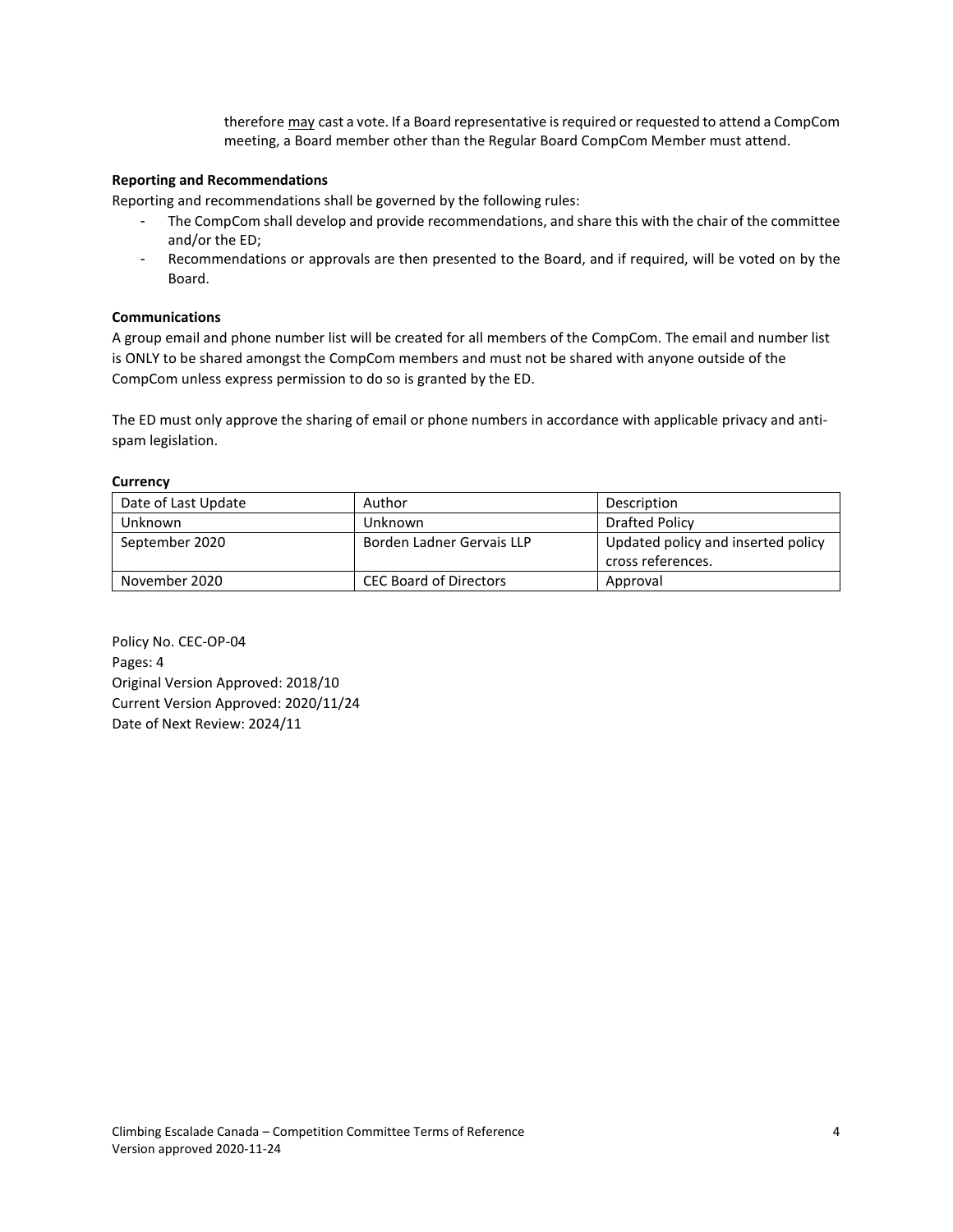therefore <u>may</u> cast a vote. If a Board representative is required or requested to attend a CompCom meeting, a Board member other than the Regular Board CompCom Member must attend.

**Reporting and Recommendations**

Reporting and recommendations shall be governed by the following rules:

- The CompCom shall develop and provide recommendations, and share this with the chair of the committee and/or the ED;
- Recommendations or approvals are then presented to the Board, and if required, will be voted on by the Board.

**Communications**

A group email and phone number list will be created for all members of the CompCom. The email and number list is ONLY to be shared amongst the CompCom members and must not be shared with anyone outside of the CompCom unless express permission to do so is granted by the ED.

The ED must only approve the sharing of email or phone numbers in accordance with applicable privacy and anti-spam legislation.

**Currency**

| Date of Last Update | Author | Description |
|---|---|---|
| Unknown | Unknown | Drafted Policy |
| September 2020 | Borden Ladner Gervais LLP | Updated policy and inserted policy cross references. |
| November 2020 | CEC Board of Directors | Approval |

Policy No. CEC-OP-04
Pages: 4
Original Version Approved: 2018/10
Current Version Approved: 2020/11/24
Date of Next Review: 2024/11